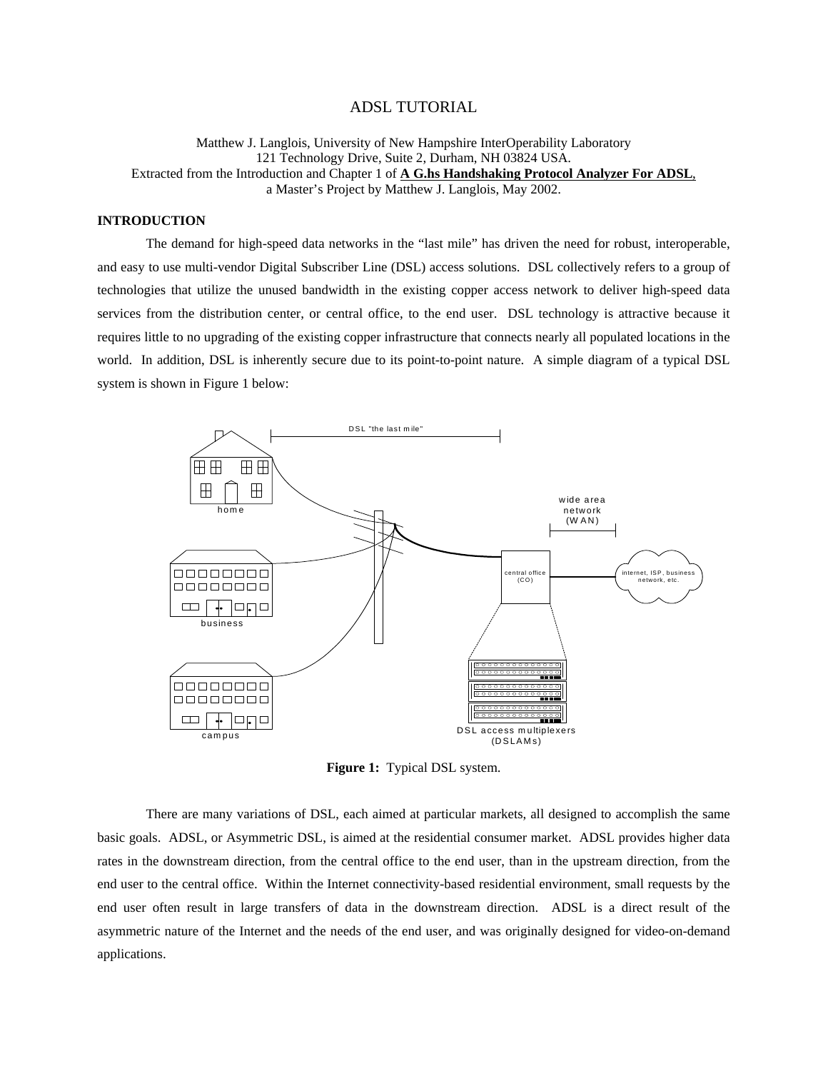# ADSL TUTORIAL

Matthew J. Langlois, University of New Hampshire InterOperability Laboratory
121 Technology Drive, Suite 2, Durham, NH 03824 USA.
Extracted from the Introduction and Chapter 1 of **A G.hs Handshaking Protocol Analyzer For ADSL**,
a Master's Project by Matthew J. Langlois, May 2002.

## INTRODUCTION

The demand for high-speed data networks in the "last mile" has driven the need for robust, interoperable, and easy to use multi-vendor Digital Subscriber Line (DSL) access solutions. DSL collectively refers to a group of technologies that utilize the unused bandwidth in the existing copper access network to deliver high-speed data services from the distribution center, or central office, to the end user. DSL technology is attractive because it requires little to no upgrading of the existing copper infrastructure that connects nearly all populated locations in the world. In addition, DSL is inherently secure due to its point-to-point nature. A simple diagram of a typical DSL system is shown in Figure 1 below:

**Figure 1:** Typical DSL system.

There are many variations of DSL, each aimed at particular markets, all designed to accomplish the same basic goals. ADSL, or Asymmetric DSL, is aimed at the residential consumer market. ADSL provides higher data rates in the downstream direction, from the central office to the end user, than in the upstream direction, from the end user to the central office. Within the Internet connectivity-based residential environment, small requests by the end user often result in large transfers of data in the downstream direction. ADSL is a direct result of the asymmetric nature of the Internet and the needs of the end user, and was originally designed for video-on-demand applications.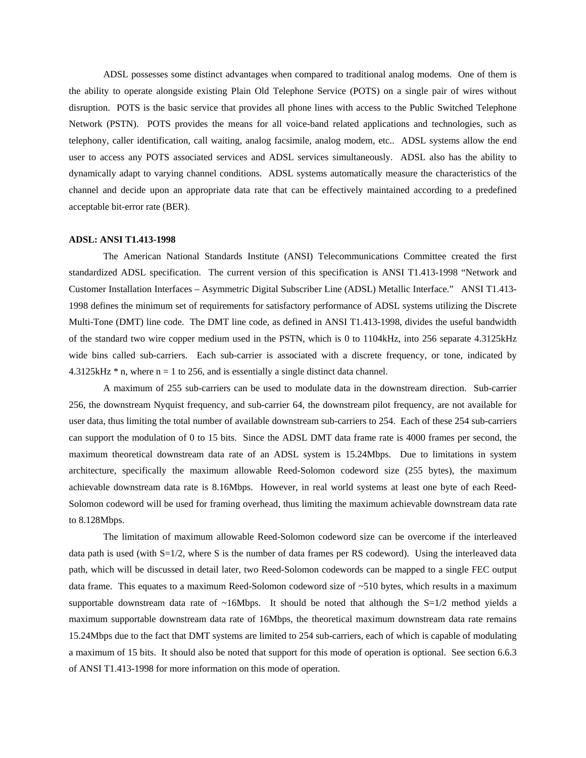ADSL possesses some distinct advantages when compared to traditional analog modems. One of them is the ability to operate alongside existing Plain Old Telephone Service (POTS) on a single pair of wires without disruption. POTS is the basic service that provides all phone lines with access to the Public Switched Telephone Network (PSTN). POTS provides the means for all voice-band related applications and technologies, such as telephony, caller identification, call waiting, analog facsimile, analog modem, etc.. ADSL systems allow the end user to access any POTS associated services and ADSL services simultaneously. ADSL also has the ability to dynamically adapt to varying channel conditions. ADSL systems automatically measure the characteristics of the channel and decide upon an appropriate data rate that can be effectively maintained according to a predefined acceptable bit-error rate (BER).

**ADSL: ANSI T1.413-1998**

The American National Standards Institute (ANSI) Telecommunications Committee created the first standardized ADSL specification. The current version of this specification is ANSI T1.413-1998 "Network and Customer Installation Interfaces – Asymmetric Digital Subscriber Line (ADSL) Metallic Interface." ANSI T1.413-1998 defines the minimum set of requirements for satisfactory performance of ADSL systems utilizing the Discrete Multi-Tone (DMT) line code. The DMT line code, as defined in ANSI T1.413-1998, divides the useful bandwidth of the standard two wire copper medium used in the PSTN, which is 0 to 1104kHz, into 256 separate 4.3125kHz wide bins called sub-carriers. Each sub-carrier is associated with a discrete frequency, or tone, indicated by 4.3125kHz * n, where n = 1 to 256, and is essentially a single distinct data channel.

A maximum of 255 sub-carriers can be used to modulate data in the downstream direction. Sub-carrier 256, the downstream Nyquist frequency, and sub-carrier 64, the downstream pilot frequency, are not available for user data, thus limiting the total number of available downstream sub-carriers to 254. Each of these 254 sub-carriers can support the modulation of 0 to 15 bits. Since the ADSL DMT data frame rate is 4000 frames per second, the maximum theoretical downstream data rate of an ADSL system is 15.24Mbps. Due to limitations in system architecture, specifically the maximum allowable Reed-Solomon codeword size (255 bytes), the maximum achievable downstream data rate is 8.16Mbps. However, in real world systems at least one byte of each Reed-Solomon codeword will be used for framing overhead, thus limiting the maximum achievable downstream data rate to 8.128Mbps.

The limitation of maximum allowable Reed-Solomon codeword size can be overcome if the interleaved data path is used (with S=1/2, where S is the number of data frames per RS codeword). Using the interleaved data path, which will be discussed in detail later, two Reed-Solomon codewords can be mapped to a single FEC output data frame. This equates to a maximum Reed-Solomon codeword size of ~510 bytes, which results in a maximum supportable downstream data rate of ~16Mbps. It should be noted that although the S=1/2 method yields a maximum supportable downstream data rate of 16Mbps, the theoretical maximum downstream data rate remains 15.24Mbps due to the fact that DMT systems are limited to 254 sub-carriers, each of which is capable of modulating a maximum of 15 bits. It should also be noted that support for this mode of operation is optional. See section 6.6.3 of ANSI T1.413-1998 for more information on this mode of operation.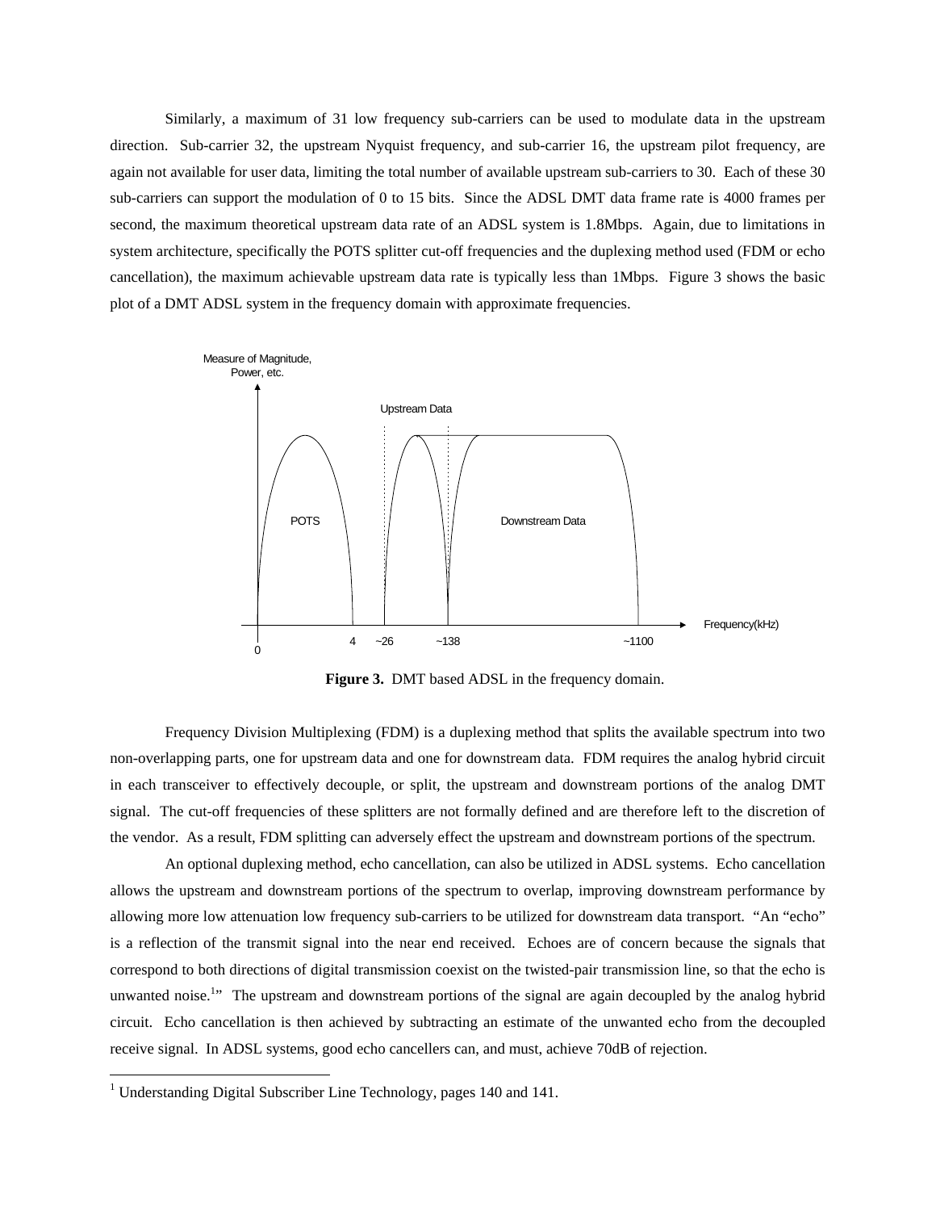Similarly, a maximum of 31 low frequency sub-carriers can be used to modulate data in the upstream direction. Sub-carrier 32, the upstream Nyquist frequency, and sub-carrier 16, the upstream pilot frequency, are again not available for user data, limiting the total number of available upstream sub-carriers to 30. Each of these 30 sub-carriers can support the modulation of 0 to 15 bits. Since the ADSL DMT data frame rate is 4000 frames per second, the maximum theoretical upstream data rate of an ADSL system is 1.8Mbps. Again, due to limitations in system architecture, specifically the POTS splitter cut-off frequencies and the duplexing method used (FDM or echo cancellation), the maximum achievable upstream data rate is typically less than 1Mbps. Figure 3 shows the basic plot of a DMT ADSL system in the frequency domain with approximate frequencies.

**Figure 3.** DMT based ADSL in the frequency domain.

Frequency Division Multiplexing (FDM) is a duplexing method that splits the available spectrum into two non-overlapping parts, one for upstream data and one for downstream data. FDM requires the analog hybrid circuit in each transceiver to effectively decouple, or split, the upstream and downstream portions of the analog DMT signal. The cut-off frequencies of these splitters are not formally defined and are therefore left to the discretion of the vendor. As a result, FDM splitting can adversely effect the upstream and downstream portions of the spectrum.

An optional duplexing method, echo cancellation, can also be utilized in ADSL systems. Echo cancellation allows the upstream and downstream portions of the spectrum to overlap, improving downstream performance by allowing more low attenuation low frequency sub-carriers to be utilized for downstream data transport. "An "echo" is a reflection of the transmit signal into the near end received. Echoes are of concern because the signals that correspond to both directions of digital transmission coexist on the twisted-pair transmission line, so that the echo is unwanted noise.[1]" The upstream and downstream portions of the signal are again decoupled by the analog hybrid circuit. Echo cancellation is then achieved by subtracting an estimate of the unwanted echo from the decoupled receive signal. In ADSL systems, good echo cancellers can, and must, achieve 70dB of rejection.

[1] Understanding Digital Subscriber Line Technology, pages 140 and 141.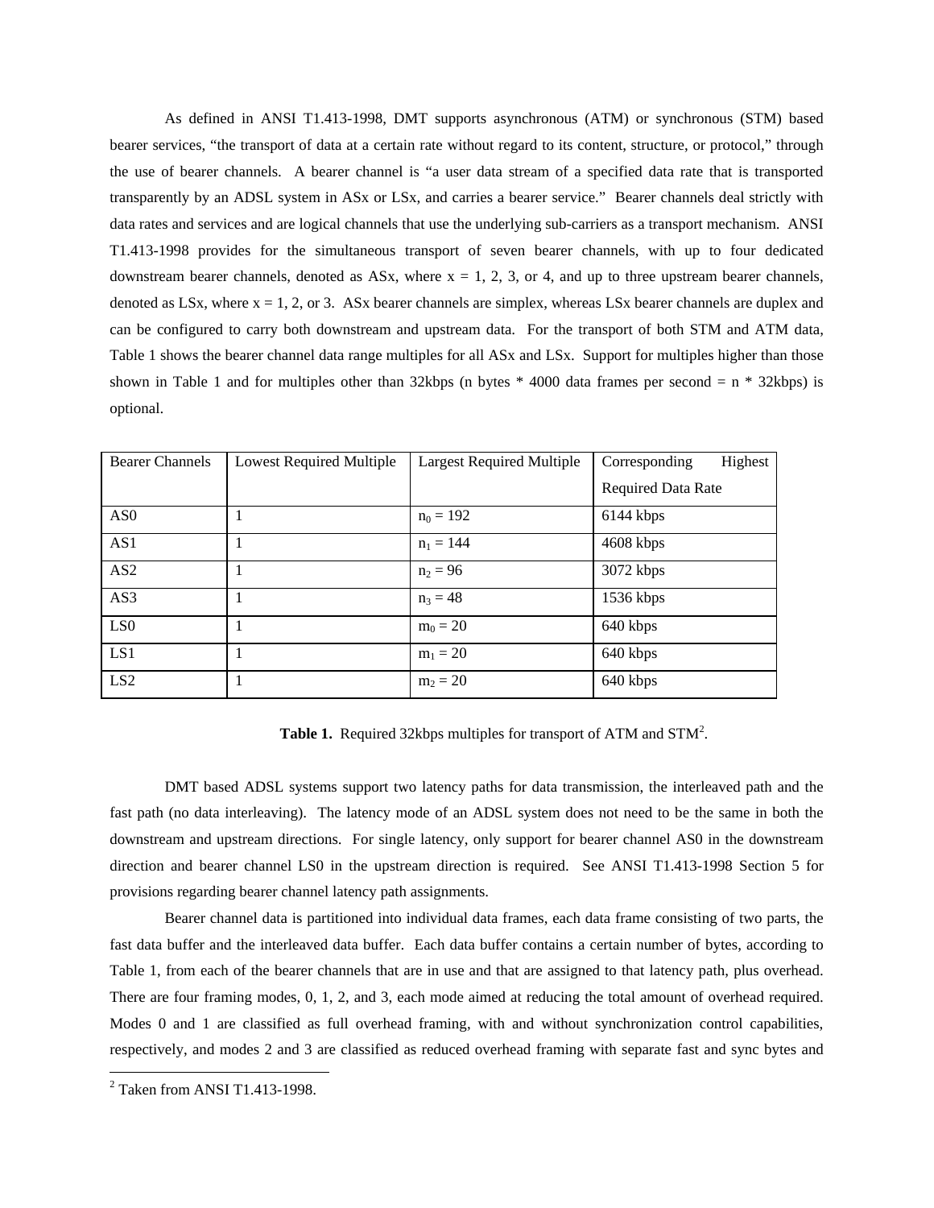As defined in ANSI T1.413-1998, DMT supports asynchronous (ATM) or synchronous (STM) based bearer services, "the transport of data at a certain rate without regard to its content, structure, or protocol," through the use of bearer channels. A bearer channel is "a user data stream of a specified data rate that is transported transparently by an ADSL system in ASx or LSx, and carries a bearer service." Bearer channels deal strictly with data rates and services and are logical channels that use the underlying sub-carriers as a transport mechanism. ANSI T1.413-1998 provides for the simultaneous transport of seven bearer channels, with up to four dedicated downstream bearer channels, denoted as ASx, where x = 1, 2, 3, or 4, and up to three upstream bearer channels, denoted as LSx, where x = 1, 2, or 3. ASx bearer channels are simplex, whereas LSx bearer channels are duplex and can be configured to carry both downstream and upstream data. For the transport of both STM and ATM data, Table 1 shows the bearer channel data range multiples for all ASx and LSx. Support for multiples higher than those shown in Table 1 and for multiples other than 32kbps (n bytes * 4000 data frames per second = n * 32kbps) is optional.

| Bearer Channels | Lowest Required Multiple | Largest Required Multiple | Corresponding Highest Required Data Rate |
|---|---|---|---|
| AS0 | 1 | $n_0 = 192$ | 6144 kbps |
| AS1 | 1 | $n_1 = 144$ | 4608 kbps |
| AS2 | 1 | $n_2 = 96$ | 3072 kbps |
| AS3 | 1 | $n_3 = 48$ | 1536 kbps |
| LS0 | 1 | $m_0 = 20$ | 640 kbps |
| LS1 | 1 | $m_1 = 20$ | 640 kbps |
| LS2 | 1 | $m_2 = 20$ | 640 kbps |

**Table 1.** Required 32kbps multiples for transport of ATM and STM[2].

DMT based ADSL systems support two latency paths for data transmission, the interleaved path and the fast path (no data interleaving). The latency mode of an ADSL system does not need to be the same in both the downstream and upstream directions. For single latency, only support for bearer channel AS0 in the downstream direction and bearer channel LS0 in the upstream direction is required. See ANSI T1.413-1998 Section 5 for provisions regarding bearer channel latency path assignments.

Bearer channel data is partitioned into individual data frames, each data frame consisting of two parts, the fast data buffer and the interleaved data buffer. Each data buffer contains a certain number of bytes, according to Table 1, from each of the bearer channels that are in use and that are assigned to that latency path, plus overhead. There are four framing modes, 0, 1, 2, and 3, each mode aimed at reducing the total amount of overhead required. Modes 0 and 1 are classified as full overhead framing, with and without synchronization control capabilities, respectively, and modes 2 and 3 are classified as reduced overhead framing with separate fast and sync bytes and

[2] Taken from ANSI T1.413-1998.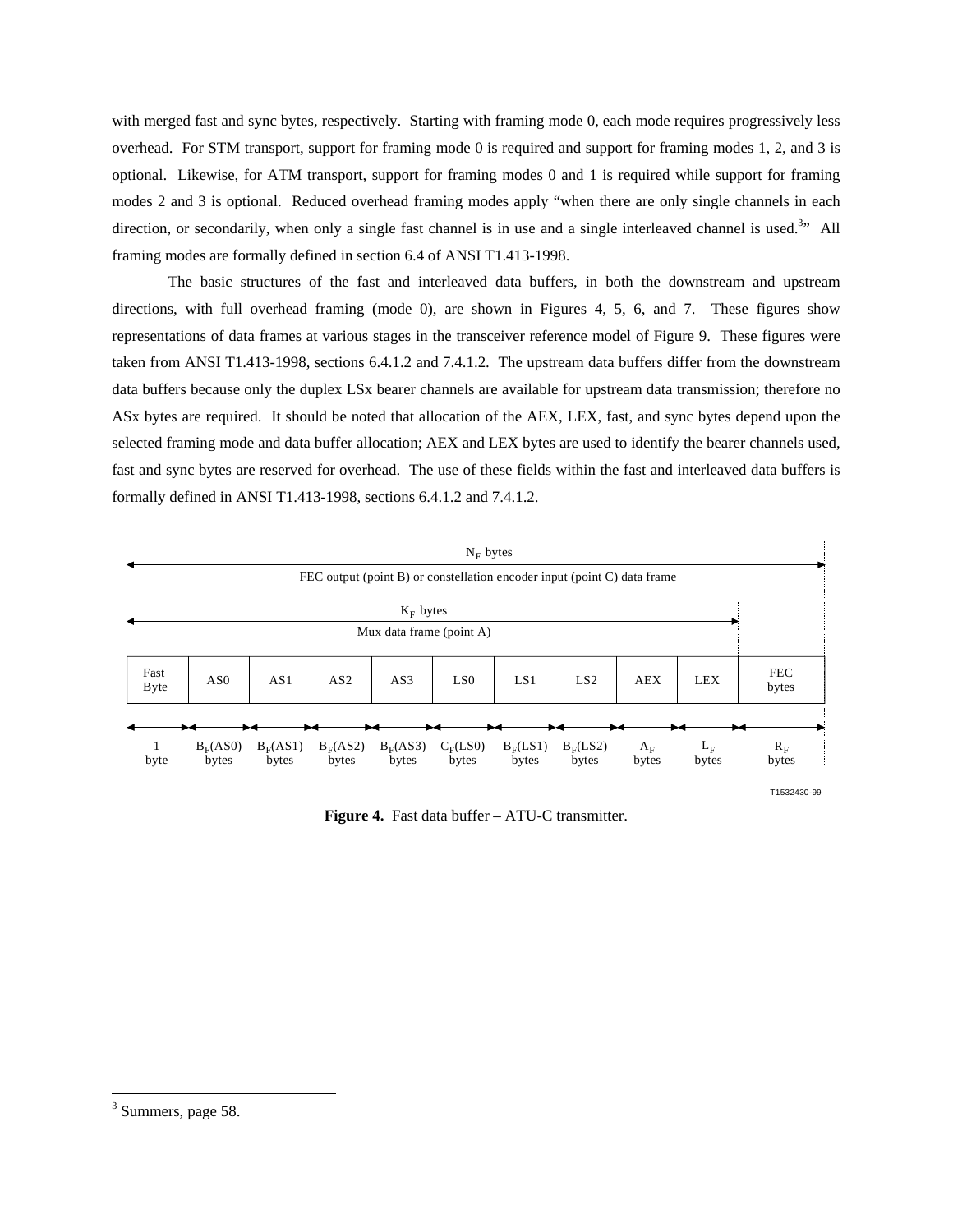with merged fast and sync bytes, respectively. Starting with framing mode 0, each mode requires progressively less overhead. For STM transport, support for framing mode 0 is required and support for framing modes 1, 2, and 3 is optional. Likewise, for ATM transport, support for framing modes 0 and 1 is required while support for framing modes 2 and 3 is optional. Reduced overhead framing modes apply "when there are only single channels in each direction, or secondarily, when only a single fast channel is in use and a single interleaved channel is used.[3]" All framing modes are formally defined in section 6.4 of ANSI T1.413-1998.

The basic structures of the fast and interleaved data buffers, in both the downstream and upstream directions, with full overhead framing (mode 0), are shown in Figures 4, 5, 6, and 7. These figures show representations of data frames at various stages in the transceiver reference model of Figure 9. These figures were taken from ANSI T1.413-1998, sections 6.4.1.2 and 7.4.1.2. The upstream data buffers differ from the downstream data buffers because only the duplex LSx bearer channels are available for upstream data transmission; therefore no ASx bytes are required. It should be noted that allocation of the AEX, LEX, fast, and sync bytes depend upon the selected framing mode and data buffer allocation; AEX and LEX bytes are used to identify the bearer channels used, fast and sync bytes are reserved for overhead. The use of these fields within the fast and interleaved data buffers is formally defined in ANSI T1.413-1998, sections 6.4.1.2 and 7.4.1.2.

$N_F$ bytes — FEC output (point B) or constellation encoder input (point C) data frame

$K_F$ bytes — Mux data frame (point A)

| Fast Byte | AS0 | AS1 | AS2 | AS3 | LS0 | LS1 | LS2 | AEX | LEX | FEC bytes |
|---|---|---|---|---|---|---|---|---|---|---|
| 1 byte | $B_F$(AS0) bytes | $B_F$(AS1) bytes | $B_F$(AS2) bytes | $B_F$(AS3) bytes | $C_F$(LS0) bytes | $B_F$(LS1) bytes | $B_F$(LS2) bytes | $A_F$ bytes | $L_F$ bytes | $R_F$ bytes |

T1532430-99

**Figure 4.** Fast data buffer – ATU-C transmitter.

[3] Summers, page 58.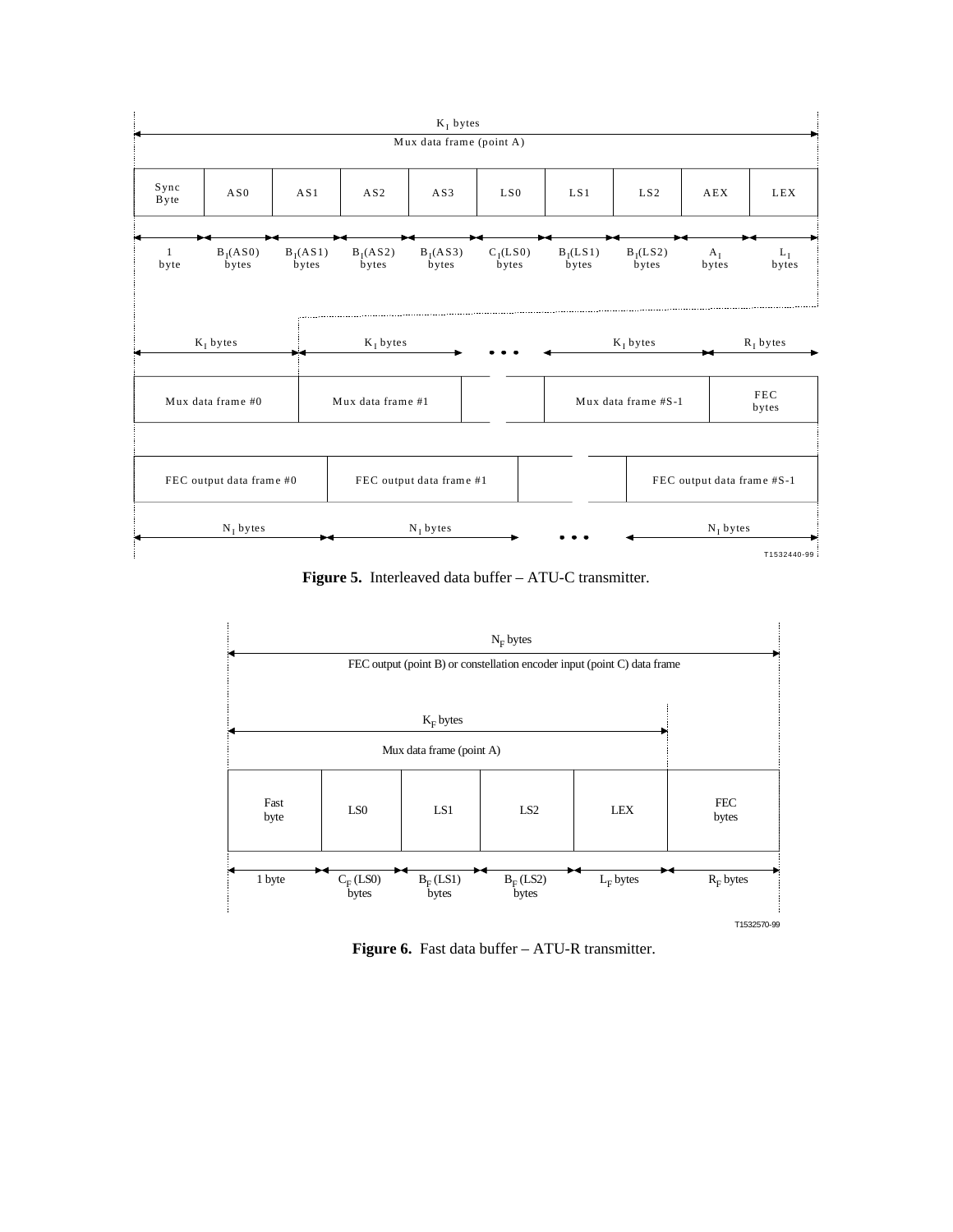$K_I$ bytes

Mux data frame (point A)

| Sync Byte | AS0 | AS1 | AS2 | AS3 | LS0 | LS1 | LS2 | AEX | LEX |
|---|---|---|---|---|---|---|---|---|---|
| 1 byte | $B_I$(AS0) bytes | $B_I$(AS1) bytes | $B_I$(AS2) bytes | $B_I$(AS3) bytes | $C_I$(LS0) bytes | $B_I$(LS1) bytes | $B_I$(LS2) bytes | $A_I$ bytes | $L_I$ bytes |

| $K_I$ bytes | $K_I$ bytes | ... | $K_I$ bytes | $R_I$ bytes |
|---|---|---|---|---|
| Mux data frame #0 | Mux data frame #1 | ... | Mux data frame #S-1 | FEC bytes |

| FEC output data frame #0 | FEC output data frame #1 | ... | FEC output data frame #S-1 |
|---|---|---|---|
| $N_I$ bytes | $N_I$ bytes | ... | $N_I$ bytes |

T1532440-99

**Figure 5.** Interleaved data buffer – ATU-C transmitter.

$N_F$ bytes

FEC output (point B) or constellation encoder input (point C) data frame

$K_F$ bytes

Mux data frame (point A)

| Fast byte | LS0 | LS1 | LS2 | LEX | FEC bytes |
|---|---|---|---|---|---|
| 1 byte | $C_F$ (LS0) bytes | $B_F$ (LS1) bytes | $B_F$ (LS2) bytes | $L_F$ bytes | $R_F$ bytes |

T1532570-99

**Figure 6.** Fast data buffer – ATU-R transmitter.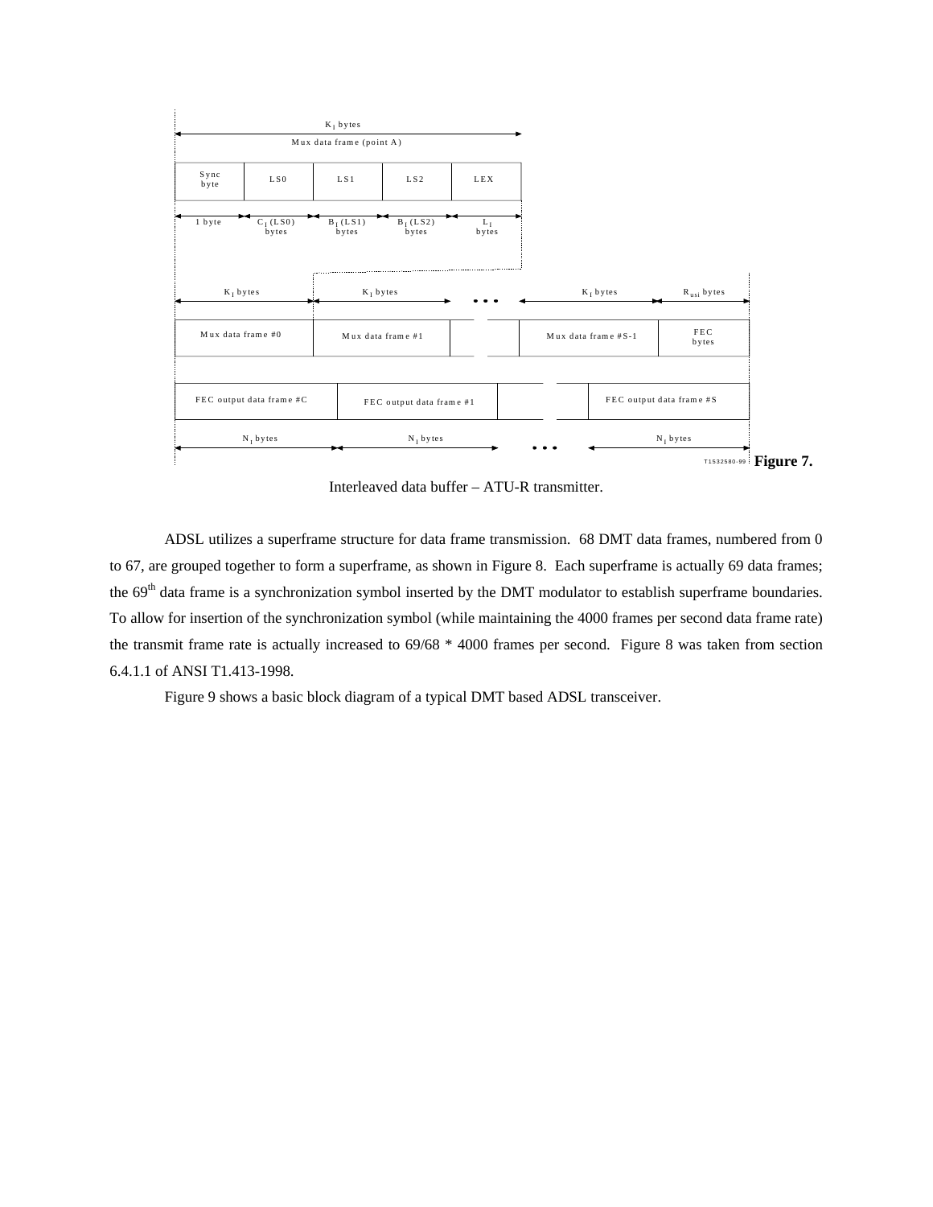**Figure 7.**

Interleaved data buffer – ATU-R transmitter.

ADSL utilizes a superframe structure for data frame transmission. 68 DMT data frames, numbered from 0 to 67, are grouped together to form a superframe, as shown in Figure 8. Each superframe is actually 69 data frames; the 69th data frame is a synchronization symbol inserted by the DMT modulator to establish superframe boundaries. To allow for insertion of the synchronization symbol (while maintaining the 4000 frames per second data frame rate) the transmit frame rate is actually increased to 69/68 * 4000 frames per second. Figure 8 was taken from section 6.4.1.1 of ANSI T1.413-1998.

Figure 9 shows a basic block diagram of a typical DMT based ADSL transceiver.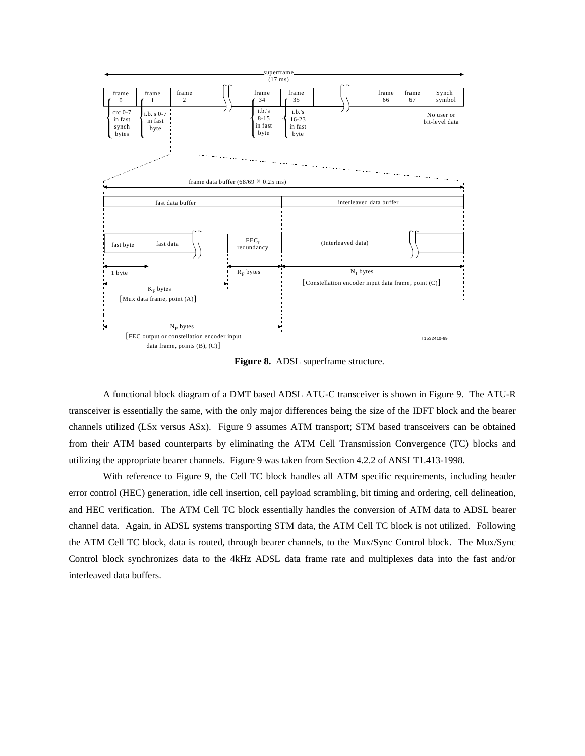superframe (17 ms)

| frame 0 | frame 1 | frame 2 | | frame 34 | frame 35 | | frame 66 | frame 67 | Synch symbol |
|---|---|---|---|---|---|---|---|---|---|
| crc 0-7 in fast synch bytes | i.b.'s 0-7 in fast byte | | | i.b.'s 8-15 in fast byte | i.b.'s 16-23 in fast byte | | | | No user or bit-level data |

frame data buffer (68/69 × 0.25 ms)

| fast data buffer | | | | interleaved data buffer |
|---|---|---|---|---|
| fast byte | fast data | | $FEC_f$ redundancy | (Interleaved data) |

1 byte

$K_F$ bytes

[Mux data frame, point (A)]

$R_F$ bytes

$N_I$ bytes

[Constellation encoder input data frame, point (C)]

$N_F$ bytes

[FEC output or constellation encoder input data frame, points (B), (C)]

T1532410-99

**Figure 8.** ADSL superframe structure.

A functional block diagram of a DMT based ADSL ATU-C transceiver is shown in Figure 9. The ATU-R transceiver is essentially the same, with the only major differences being the size of the IDFT block and the bearer channels utilized (LSx versus ASx). Figure 9 assumes ATM transport; STM based transceivers can be obtained from their ATM based counterparts by eliminating the ATM Cell Transmission Convergence (TC) blocks and utilizing the appropriate bearer channels. Figure 9 was taken from Section 4.2.2 of ANSI T1.413-1998.

With reference to Figure 9, the Cell TC block handles all ATM specific requirements, including header error control (HEC) generation, idle cell insertion, cell payload scrambling, bit timing and ordering, cell delineation, and HEC verification. The ATM Cell TC block essentially handles the conversion of ATM data to ADSL bearer channel data. Again, in ADSL systems transporting STM data, the ATM Cell TC block is not utilized. Following the ATM Cell TC block, data is routed, through bearer channels, to the Mux/Sync Control block. The Mux/Sync Control block synchronizes data to the 4kHz ADSL data frame rate and multiplexes data into the fast and/or interleaved data buffers.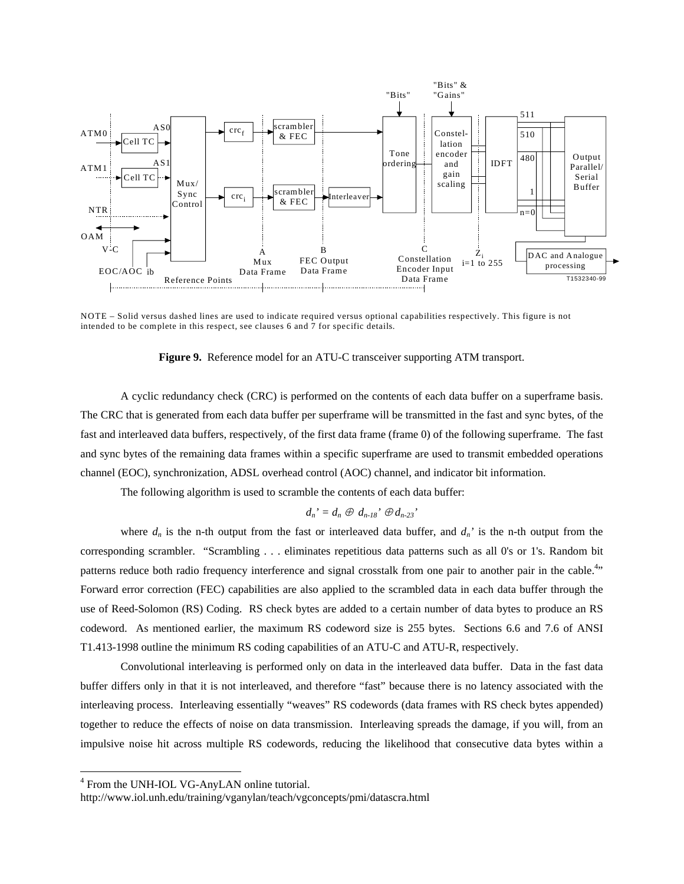NOTE – Solid versus dashed lines are used to indicate required versus optional capabilities respectively. This figure is not intended to be complete in this respect, see clauses 6 and 7 for specific details.

**Figure 9.** Reference model for an ATU-C transceiver supporting ATM transport.

A cyclic redundancy check (CRC) is performed on the contents of each data buffer on a superframe basis. The CRC that is generated from each data buffer per superframe will be transmitted in the fast and sync bytes, of the fast and interleaved data buffers, respectively, of the first data frame (frame 0) of the following superframe. The fast and sync bytes of the remaining data frames within a specific superframe are used to transmit embedded operations channel (EOC), synchronization, ADSL overhead control (AOC) channel, and indicator bit information.

The following algorithm is used to scramble the contents of each data buffer:

$$d_n' = d_n \oplus d_{n-18}' \oplus d_{n-23}'$$

where $d_n$ is the n-th output from the fast or interleaved data buffer, and $d_n'$ is the n-th output from the corresponding scrambler. "Scrambling . . . eliminates repetitious data patterns such as all 0's or 1's. Random bit patterns reduce both radio frequency interference and signal crosstalk from one pair to another pair in the cable.[4]" Forward error correction (FEC) capabilities are also applied to the scrambled data in each data buffer through the use of Reed-Solomon (RS) Coding. RS check bytes are added to a certain number of data bytes to produce an RS codeword. As mentioned earlier, the maximum RS codeword size is 255 bytes. Sections 6.6 and 7.6 of ANSI T1.413-1998 outline the minimum RS coding capabilities of an ATU-C and ATU-R, respectively.

Convolutional interleaving is performed only on data in the interleaved data buffer. Data in the fast data buffer differs only in that it is not interleaved, and therefore "fast" because there is no latency associated with the interleaving process. Interleaving essentially "weaves" RS codewords (data frames with RS check bytes appended) together to reduce the effects of noise on data transmission. Interleaving spreads the damage, if you will, from an impulsive noise hit across multiple RS codewords, reducing the likelihood that consecutive data bytes within a

[4] From the UNH-IOL VG-AnyLAN online tutorial.
http://www.iol.unh.edu/training/vganylan/teach/vgconcepts/pmi/datascra.html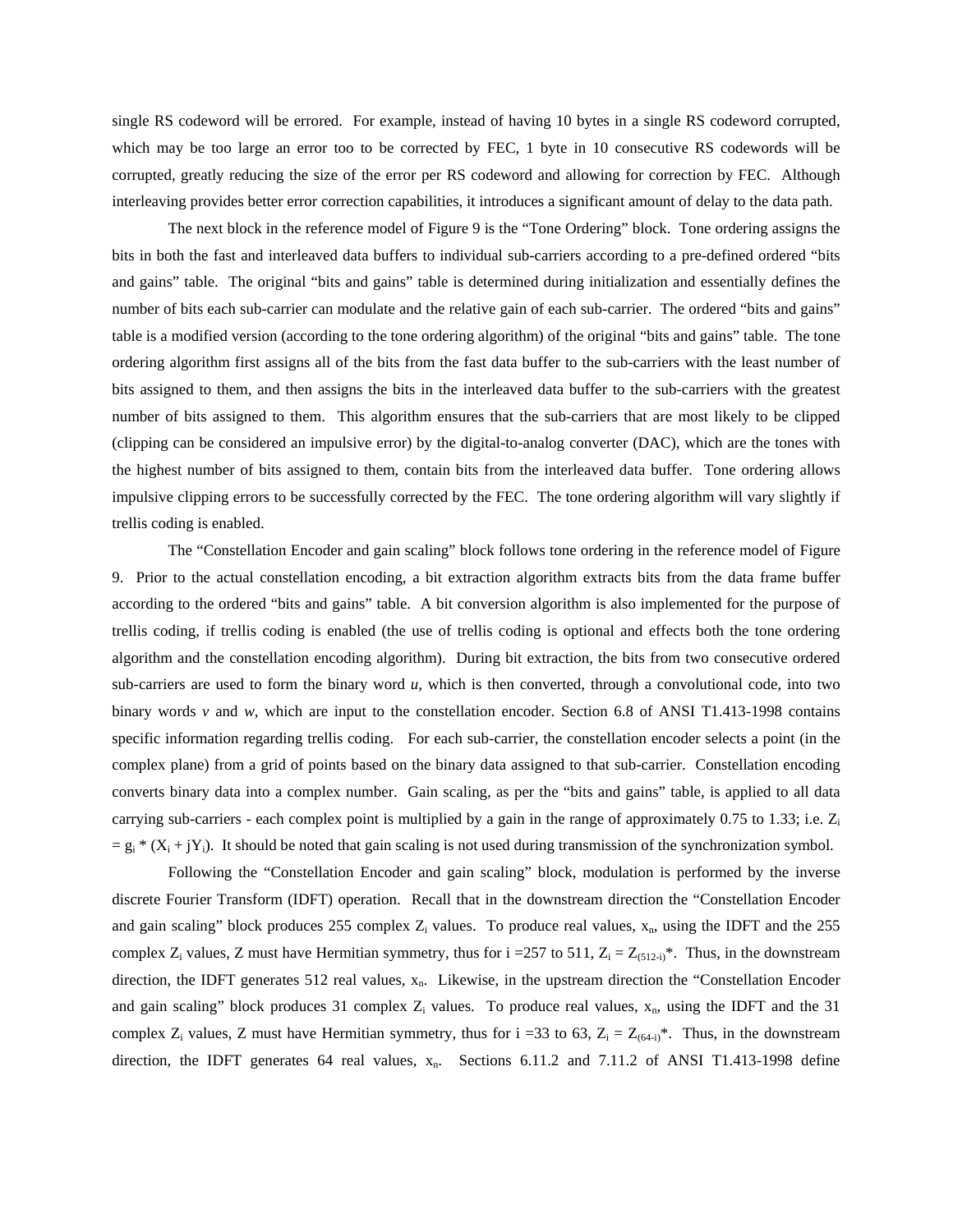single RS codeword will be errored. For example, instead of having 10 bytes in a single RS codeword corrupted, which may be too large an error too to be corrected by FEC, 1 byte in 10 consecutive RS codewords will be corrupted, greatly reducing the size of the error per RS codeword and allowing for correction by FEC. Although interleaving provides better error correction capabilities, it introduces a significant amount of delay to the data path.

The next block in the reference model of Figure 9 is the "Tone Ordering" block. Tone ordering assigns the bits in both the fast and interleaved data buffers to individual sub-carriers according to a pre-defined ordered "bits and gains" table. The original "bits and gains" table is determined during initialization and essentially defines the number of bits each sub-carrier can modulate and the relative gain of each sub-carrier. The ordered "bits and gains" table is a modified version (according to the tone ordering algorithm) of the original "bits and gains" table. The tone ordering algorithm first assigns all of the bits from the fast data buffer to the sub-carriers with the least number of bits assigned to them, and then assigns the bits in the interleaved data buffer to the sub-carriers with the greatest number of bits assigned to them. This algorithm ensures that the sub-carriers that are most likely to be clipped (clipping can be considered an impulsive error) by the digital-to-analog converter (DAC), which are the tones with the highest number of bits assigned to them, contain bits from the interleaved data buffer. Tone ordering allows impulsive clipping errors to be successfully corrected by the FEC. The tone ordering algorithm will vary slightly if trellis coding is enabled.

The "Constellation Encoder and gain scaling" block follows tone ordering in the reference model of Figure 9. Prior to the actual constellation encoding, a bit extraction algorithm extracts bits from the data frame buffer according to the ordered "bits and gains" table. A bit conversion algorithm is also implemented for the purpose of trellis coding, if trellis coding is enabled (the use of trellis coding is optional and effects both the tone ordering algorithm and the constellation encoding algorithm). During bit extraction, the bits from two consecutive ordered sub-carriers are used to form the binary word $u$, which is then converted, through a convolutional code, into two binary words $v$ and $w$, which are input to the constellation encoder. Section 6.8 of ANSI T1.413-1998 contains specific information regarding trellis coding. For each sub-carrier, the constellation encoder selects a point (in the complex plane) from a grid of points based on the binary data assigned to that sub-carrier. Constellation encoding converts binary data into a complex number. Gain scaling, as per the "bits and gains" table, is applied to all data carrying sub-carriers - each complex point is multiplied by a gain in the range of approximately 0.75 to 1.33; i.e. $Z_i = g_i * (X_i + jY_i)$. It should be noted that gain scaling is not used during transmission of the synchronization symbol.

Following the "Constellation Encoder and gain scaling" block, modulation is performed by the inverse discrete Fourier Transform (IDFT) operation. Recall that in the downstream direction the "Constellation Encoder and gain scaling" block produces 255 complex $Z_i$ values. To produce real values, $x_n$, using the IDFT and the 255 complex $Z_i$ values, Z must have Hermitian symmetry, thus for i =257 to 511, $Z_i = Z_{(512-i)}*$. Thus, in the downstream direction, the IDFT generates 512 real values, $x_n$. Likewise, in the upstream direction the "Constellation Encoder and gain scaling" block produces 31 complex $Z_i$ values. To produce real values, $x_n$, using the IDFT and the 31 complex $Z_i$ values, Z must have Hermitian symmetry, thus for i =33 to 63, $Z_i = Z_{(64-i)}*$. Thus, in the downstream direction, the IDFT generates 64 real values, $x_n$. Sections 6.11.2 and 7.11.2 of ANSI T1.413-1998 define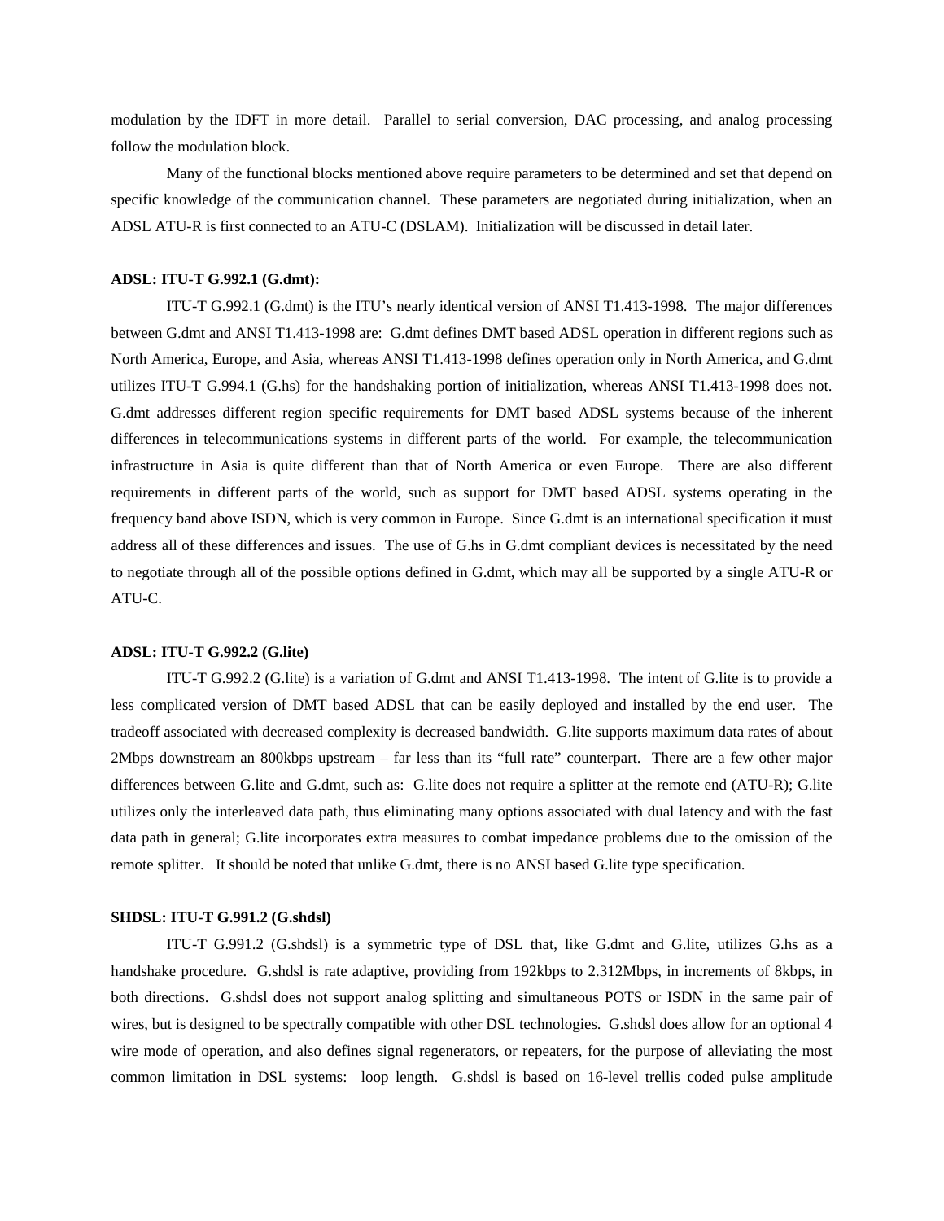modulation by the IDFT in more detail. Parallel to serial conversion, DAC processing, and analog processing follow the modulation block.

Many of the functional blocks mentioned above require parameters to be determined and set that depend on specific knowledge of the communication channel. These parameters are negotiated during initialization, when an ADSL ATU-R is first connected to an ATU-C (DSLAM). Initialization will be discussed in detail later.

**ADSL: ITU-T G.992.1 (G.dmt):**

ITU-T G.992.1 (G.dmt) is the ITU's nearly identical version of ANSI T1.413-1998. The major differences between G.dmt and ANSI T1.413-1998 are: G.dmt defines DMT based ADSL operation in different regions such as North America, Europe, and Asia, whereas ANSI T1.413-1998 defines operation only in North America, and G.dmt utilizes ITU-T G.994.1 (G.hs) for the handshaking portion of initialization, whereas ANSI T1.413-1998 does not. G.dmt addresses different region specific requirements for DMT based ADSL systems because of the inherent differences in telecommunications systems in different parts of the world. For example, the telecommunication infrastructure in Asia is quite different than that of North America or even Europe. There are also different requirements in different parts of the world, such as support for DMT based ADSL systems operating in the frequency band above ISDN, which is very common in Europe. Since G.dmt is an international specification it must address all of these differences and issues. The use of G.hs in G.dmt compliant devices is necessitated by the need to negotiate through all of the possible options defined in G.dmt, which may all be supported by a single ATU-R or ATU-C.

**ADSL: ITU-T G.992.2 (G.lite)**

ITU-T G.992.2 (G.lite) is a variation of G.dmt and ANSI T1.413-1998. The intent of G.lite is to provide a less complicated version of DMT based ADSL that can be easily deployed and installed by the end user. The tradeoff associated with decreased complexity is decreased bandwidth. G.lite supports maximum data rates of about 2Mbps downstream an 800kbps upstream – far less than its "full rate" counterpart. There are a few other major differences between G.lite and G.dmt, such as: G.lite does not require a splitter at the remote end (ATU-R); G.lite utilizes only the interleaved data path, thus eliminating many options associated with dual latency and with the fast data path in general; G.lite incorporates extra measures to combat impedance problems due to the omission of the remote splitter. It should be noted that unlike G.dmt, there is no ANSI based G.lite type specification.

**SHDSL: ITU-T G.991.2 (G.shdsl)**

ITU-T G.991.2 (G.shdsl) is a symmetric type of DSL that, like G.dmt and G.lite, utilizes G.hs as a handshake procedure. G.shdsl is rate adaptive, providing from 192kbps to 2.312Mbps, in increments of 8kbps, in both directions. G.shdsl does not support analog splitting and simultaneous POTS or ISDN in the same pair of wires, but is designed to be spectrally compatible with other DSL technologies. G.shdsl does allow for an optional 4 wire mode of operation, and also defines signal regenerators, or repeaters, for the purpose of alleviating the most common limitation in DSL systems: loop length. G.shdsl is based on 16-level trellis coded pulse amplitude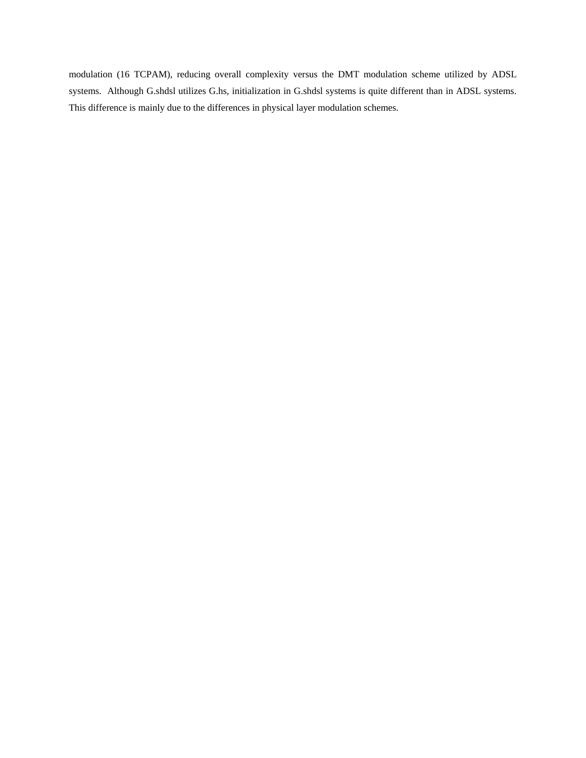modulation (16 TCPAM), reducing overall complexity versus the DMT modulation scheme utilized by ADSL systems. Although G.shdsl utilizes G.hs, initialization in G.shdsl systems is quite different than in ADSL systems. This difference is mainly due to the differences in physical layer modulation schemes.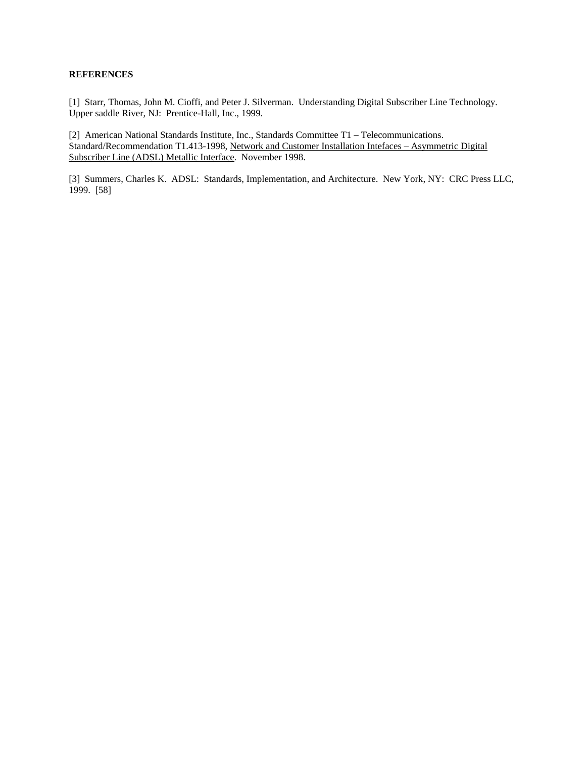**REFERENCES**

[1] Starr, Thomas, John M. Cioffi, and Peter J. Silverman. Understanding Digital Subscriber Line Technology. Upper saddle River, NJ: Prentice-Hall, Inc., 1999.

[2] American National Standards Institute, Inc., Standards Committee T1 – Telecommunications. Standard/Recommendation T1.413-1998, Network and Customer Installation Intefaces – Asymmetric Digital Subscriber Line (ADSL) Metallic Interface. November 1998.

[3] Summers, Charles K. ADSL: Standards, Implementation, and Architecture. New York, NY: CRC Press LLC, 1999. [58]